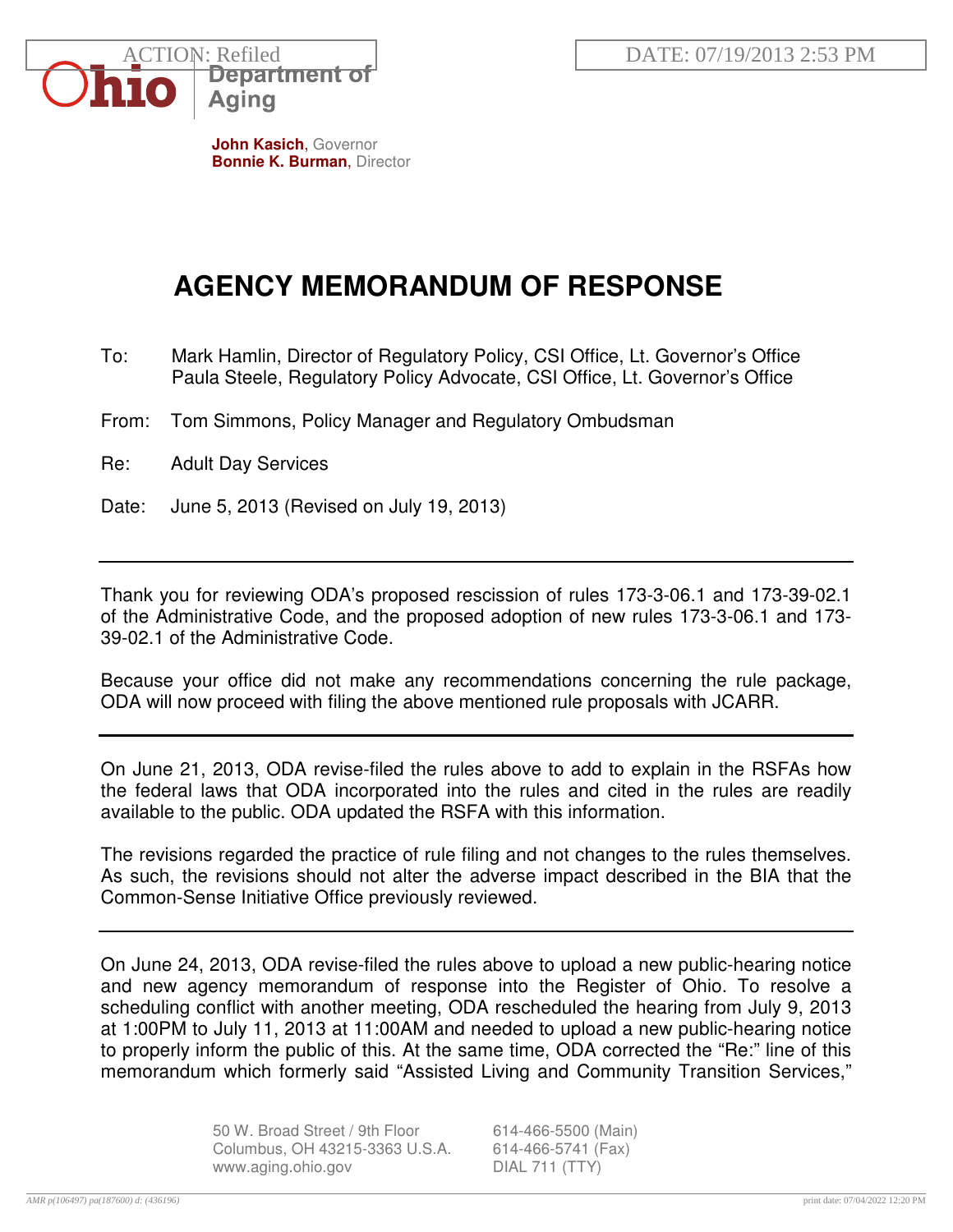ACTION: Refiled

DATE: 07/19/2013 2:53 PM

Ohio Department of Aging

**John Kasich**, Governor
**Bonnie K. Burman**, Director

# AGENCY MEMORANDUM OF RESPONSE

To: Mark Hamlin, Director of Regulatory Policy, CSI Office, Lt. Governor's Office
Paula Steele, Regulatory Policy Advocate, CSI Office, Lt. Governor's Office

From: Tom Simmons, Policy Manager and Regulatory Ombudsman

Re: Adult Day Services

Date: June 5, 2013 (Revised on July 19, 2013)

---

Thank you for reviewing ODA's proposed rescission of rules 173-3-06.1 and 173-39-02.1 of the Administrative Code, and the proposed adoption of new rules 173-3-06.1 and 173-39-02.1 of the Administrative Code.

Because your office did not make any recommendations concerning the rule package, ODA will now proceed with filing the above mentioned rule proposals with JCARR.

---

On June 21, 2013, ODA revise-filed the rules above to add to explain in the RSFAs how the federal laws that ODA incorporated into the rules and cited in the rules are readily available to the public. ODA updated the RSFA with this information.

The revisions regarded the practice of rule filing and not changes to the rules themselves. As such, the revisions should not alter the adverse impact described in the BIA that the Common-Sense Initiative Office previously reviewed.

---

On June 24, 2013, ODA revise-filed the rules above to upload a new public-hearing notice and new agency memorandum of response into the Register of Ohio. To resolve a scheduling conflict with another meeting, ODA rescheduled the hearing from July 9, 2013 at 1:00PM to July 11, 2013 at 11:00AM and needed to upload a new public-hearing notice to properly inform the public of this. At the same time, ODA corrected the "Re:" line of this memorandum which formerly said "Assisted Living and Community Transition Services,"

50 W. Broad Street / 9th Floor
Columbus, OH 43215-3363 U.S.A.
www.aging.ohio.gov

614-466-5500 (Main)
614-466-5741 (Fax)
DIAL 711 (TTY)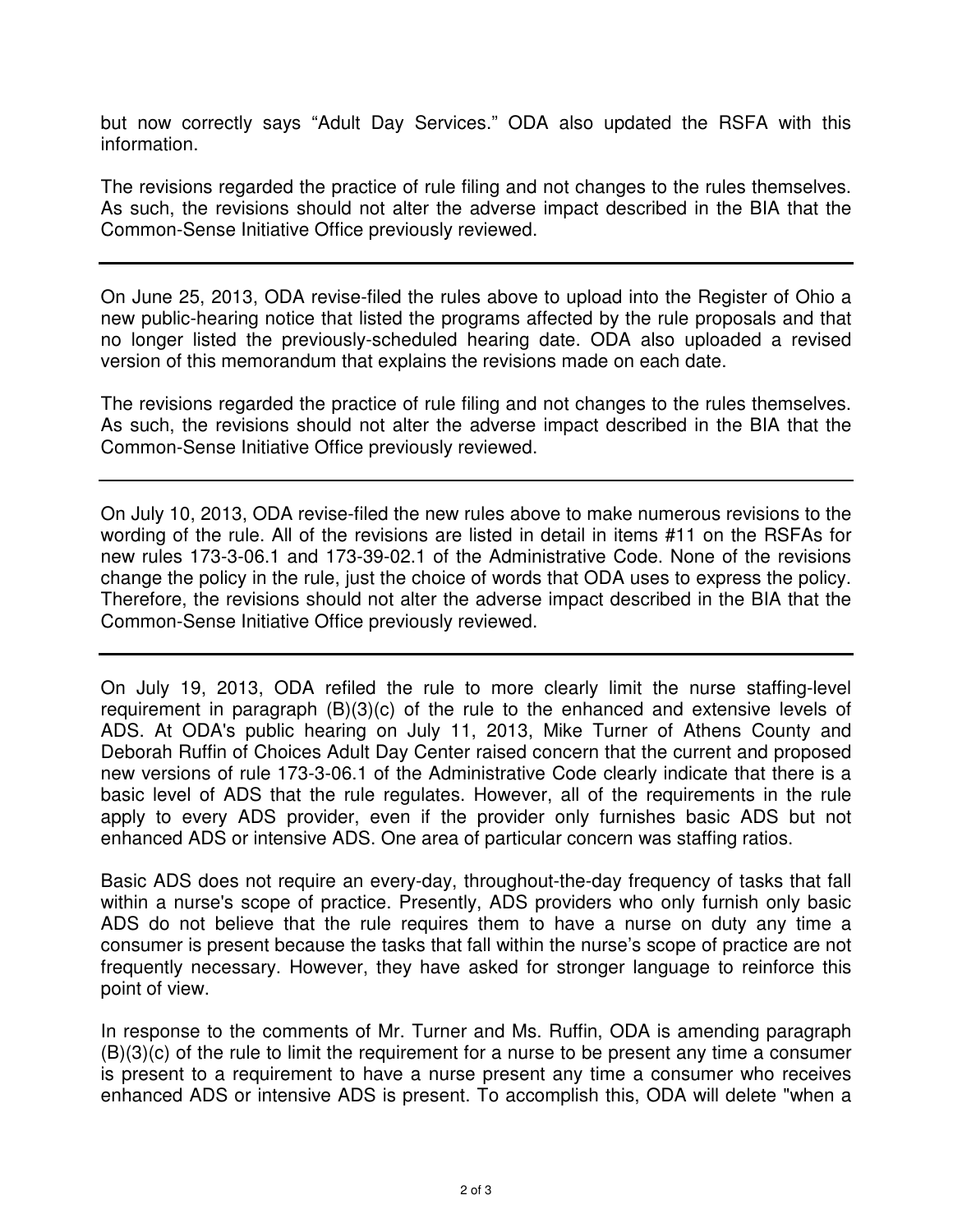but now correctly says "Adult Day Services." ODA also updated the RSFA with this information.

The revisions regarded the practice of rule filing and not changes to the rules themselves. As such, the revisions should not alter the adverse impact described in the BIA that the Common-Sense Initiative Office previously reviewed.

---

On June 25, 2013, ODA revise-filed the rules above to upload into the Register of Ohio a new public-hearing notice that listed the programs affected by the rule proposals and that no longer listed the previously-scheduled hearing date. ODA also uploaded a revised version of this memorandum that explains the revisions made on each date.

The revisions regarded the practice of rule filing and not changes to the rules themselves. As such, the revisions should not alter the adverse impact described in the BIA that the Common-Sense Initiative Office previously reviewed.

---

On July 10, 2013, ODA revise-filed the new rules above to make numerous revisions to the wording of the rule. All of the revisions are listed in detail in items #11 on the RSFAs for new rules 173-3-06.1 and 173-39-02.1 of the Administrative Code. None of the revisions change the policy in the rule, just the choice of words that ODA uses to express the policy. Therefore, the revisions should not alter the adverse impact described in the BIA that the Common-Sense Initiative Office previously reviewed.

---

On July 19, 2013, ODA refiled the rule to more clearly limit the nurse staffing-level requirement in paragraph (B)(3)(c) of the rule to the enhanced and extensive levels of ADS. At ODA's public hearing on July 11, 2013, Mike Turner of Athens County and Deborah Ruffin of Choices Adult Day Center raised concern that the current and proposed new versions of rule 173-3-06.1 of the Administrative Code clearly indicate that there is a basic level of ADS that the rule regulates. However, all of the requirements in the rule apply to every ADS provider, even if the provider only furnishes basic ADS but not enhanced ADS or intensive ADS. One area of particular concern was staffing ratios.

Basic ADS does not require an every-day, throughout-the-day frequency of tasks that fall within a nurse's scope of practice. Presently, ADS providers who only furnish only basic ADS do not believe that the rule requires them to have a nurse on duty any time a consumer is present because the tasks that fall within the nurse's scope of practice are not frequently necessary. However, they have asked for stronger language to reinforce this point of view.

In response to the comments of Mr. Turner and Ms. Ruffin, ODA is amending paragraph (B)(3)(c) of the rule to limit the requirement for a nurse to be present any time a consumer is present to a requirement to have a nurse present any time a consumer who receives enhanced ADS or intensive ADS is present. To accomplish this, ODA will delete "when a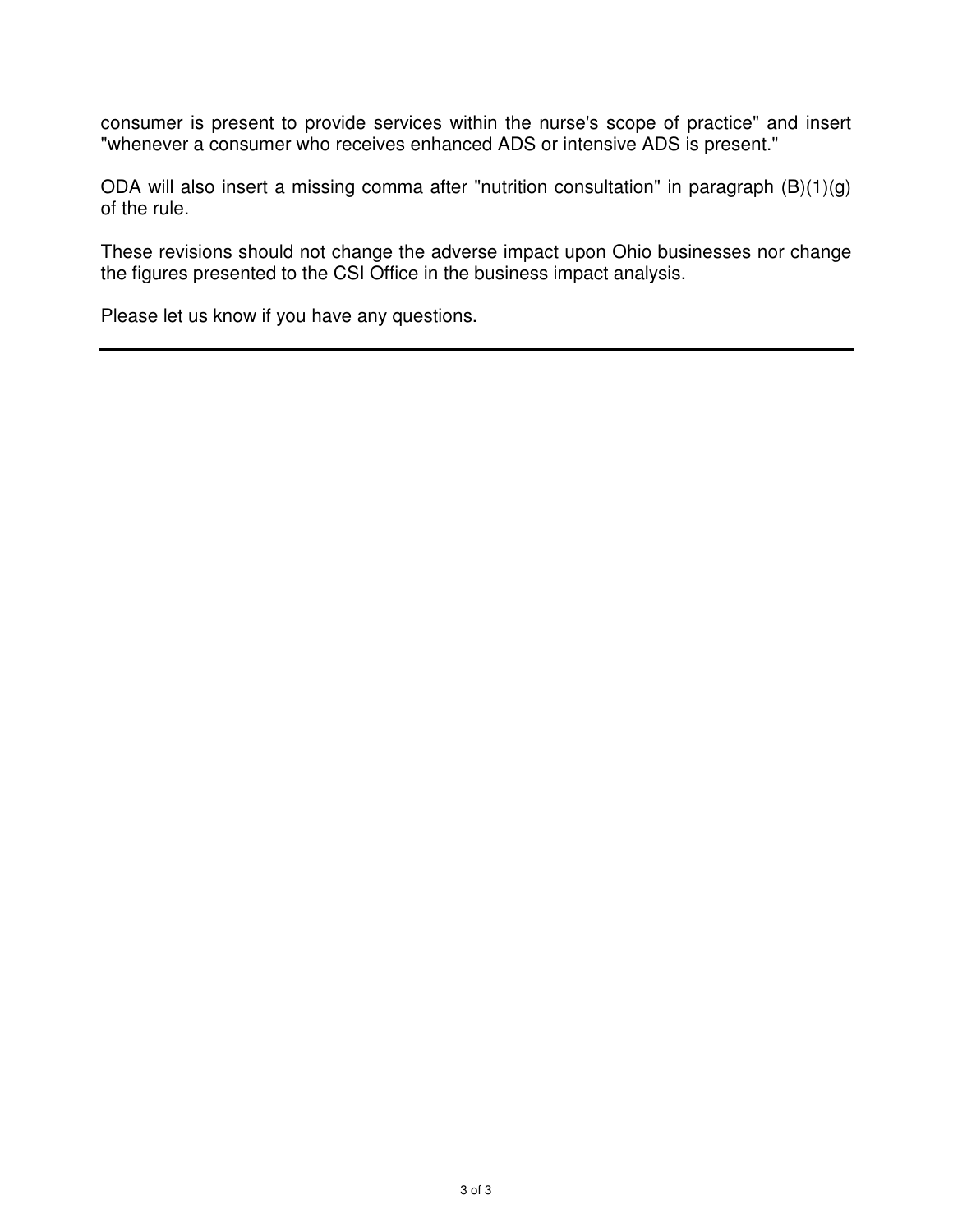consumer is present to provide services within the nurse's scope of practice" and insert "whenever a consumer who receives enhanced ADS or intensive ADS is present."

ODA will also insert a missing comma after "nutrition consultation" in paragraph (B)(1)(g) of the rule.

These revisions should not change the adverse impact upon Ohio businesses nor change the figures presented to the CSI Office in the business impact analysis.

Please let us know if you have any questions.

---